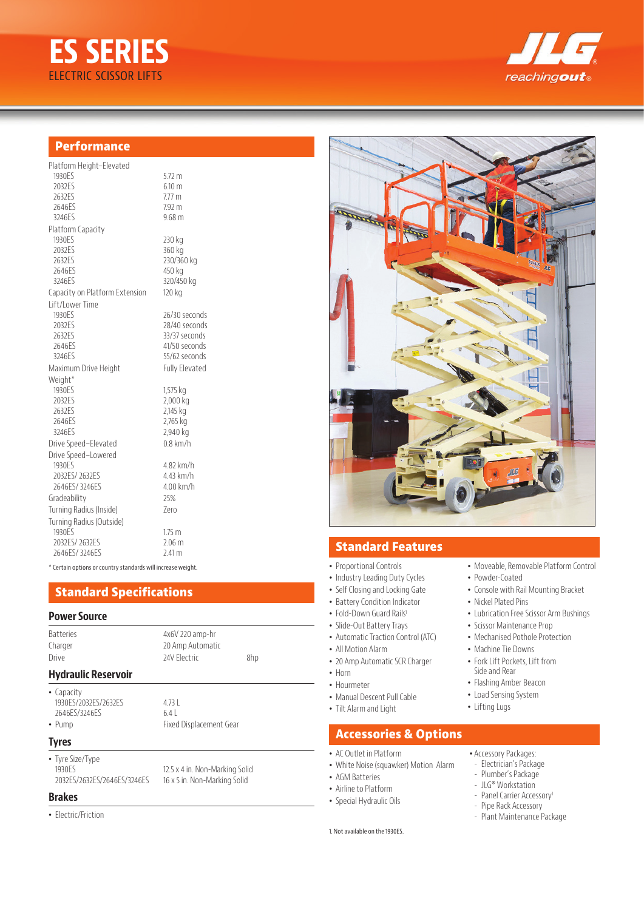# ES SERIES

ELECTRIC SCISSOR LIFTS

JLG reachingout

## Performance

| | |
|---|---|
| **Platform Height–Elevated** | |
| 1930ES | 5.72 m |
| 2032ES | 6.10 m |
| 2632ES | 7.77 m |
| 2646ES | 7.92 m |
| 3246ES | 9.68 m |
| **Platform Capacity** | |
| 1930ES | 230 kg |
| 2032ES | 360 kg |
| 2632ES | 230/360 kg |
| 2646ES | 450 kg |
| 3246ES | 320/450 kg |
| **Capacity on Platform Extension** | 120 kg |
| **Lift/Lower Time** | |
| 1930ES | 26/30 seconds |
| 2032ES | 28/40 seconds |
| 2632ES | 33/37 seconds |
| 2646ES | 41/50 seconds |
| 3246ES | 55/62 seconds |
| **Maximum Drive Height** | Fully Elevated |
| **Weight*** | |
| 1930ES | 1,575 kg |
| 2032ES | 2,000 kg |
| 2632ES | 2,145 kg |
| 2646ES | 2,765 kg |
| 3246ES | 2,940 kg |
| **Drive Speed–Elevated** | 0.8 km/h |
| **Drive Speed–Lowered** | |
| 1930ES | 4.82 km/h |
| 2032ES/ 2632ES | 4.43 km/h |
| 2646ES/ 3246ES | 4.00 km/h |
| **Gradeability** | 25% |
| **Turning Radius (Inside)** | Zero |
| **Turning Radius (Outside)** | |
| 1930ES | 1.75 m |
| 2032ES/ 2632ES | 2.06 m |
| 2646ES/ 3246ES | 2.41 m |

* Certain options or country standards will increase weight.

## Standard Specifications

### Power Source

| | | |
|---|---|---|
| Batteries | 4x6V 220 amp-hr | |
| Charger | 20 Amp Automatic | |
| Drive | 24V Electric | 8hp |

### Hydraulic Reservoir

| | |
|---|---|
| • Capacity | |
| 1930ES/2032ES/2632ES | 4.73 L |
| 2646ES/3246ES | 6.4 L |
| • Pump | Fixed Displacement Gear |

### Tyres

| | |
|---|---|
| • Tyre Size/Type | |
| 1930ES | 12.5 x 4 in. Non-Marking Solid |
| 2032ES/2632ES/2646ES/3246ES | 16 x 5 in. Non-Marking Solid |

### Brakes

- Electric/Friction

## Standard Features

- Proportional Controls
- Industry Leading Duty Cycles
- Self Closing and Locking Gate
- Battery Condition Indicator
- Fold-Down Guard Rails[1]
- Slide-Out Battery Trays
- Automatic Traction Control (ATC)
- All Motion Alarm
- 20 Amp Automatic SCR Charger
- Horn
- Hourmeter
- Manual Descent Pull Cable
- Tilt Alarm and Light
- Moveable, Removable Platform Control
- Powder-Coated
- Console with Rail Mounting Bracket
- Nickel Plated Pins
- Lubrication Free Scissor Arm Bushings
- Scissor Maintenance Prop
- Mechanised Pothole Protection
- Machine Tie Downs
- Fork Lift Pockets, Lift from Side and Rear
- Flashing Amber Beacon
- Load Sensing System
- Lifting Lugs

## Accessories & Options

- AC Outlet in Platform
- White Noise (squawker) Motion Alarm
- AGM Batteries
- Airline to Platform
- Special Hydraulic Oils
- Accessory Packages:
  - Electrician's Package
  - Plumber's Package
  - JLG® Workstation
  - Panel Carrier Accessory[1]
  - Pipe Rack Accessory
  - Plant Maintenance Package

1. Not available on the 1930ES.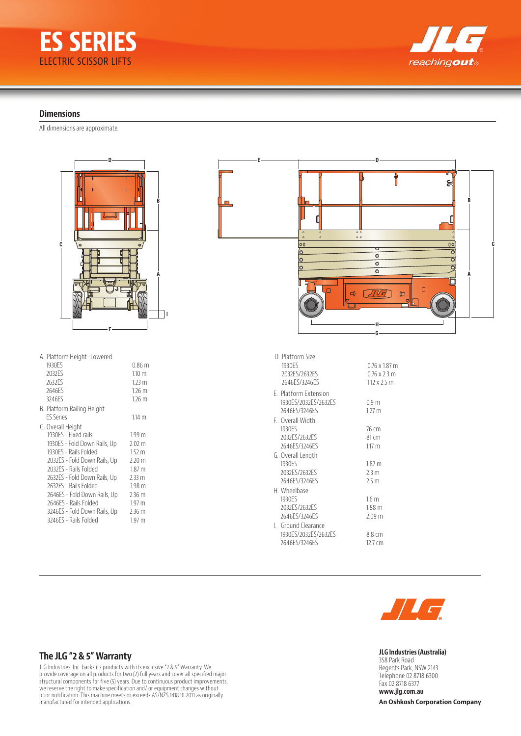# ES SERIES

ELECTRIC SCISSOR LIFTS

## Dimensions

All dimensions are approximate.

| | |
|---|---|
| **A. Platform Height–Lowered** | |
| 1930ES | 0.86 m |
| 2032ES | 1.10 m |
| 2632ES | 1.23 m |
| 2646ES | 1.26 m |
| 3246ES | 1.26 m |
| **B. Platform Railing Height** | |
| ES Series | 1.14 m |
| **C. Overall Height** | |
| 1930ES - Fixed rails | 1.99 m |
| 1930ES - Fold Down Rails, Up | 2.02 m |
| 1930ES - Rails Folded | 1.52 m |
| 2032ES - Fold Down Rails, Up | 2.20 m |
| 2032ES - Rails Folded | 1.87 m |
| 2632ES - Fold Down Rails, Up | 2.33 m |
| 2632ES - Rails Folded | 1.98 m |
| 2646ES - Fold Down Rails, Up | 2.36 m |
| 2646ES - Rails Folded | 1.97 m |
| 3246ES - Fold Down Rails, Up | 2.36 m |
| 3246ES - Rails Folded | 1.97 m |

| | |
|---|---|
| **D. Platform Size** | |
| 1930ES | 0.76 x 1.87 m |
| 2032ES/2632ES | 0.76 x 2.3 m |
| 2646ES/3246ES | 1.12 x 2.5 m |
| **E. Platform Extension** | |
| 1930ES/2032ES/2632ES | 0.9 m |
| 2646ES/3246ES | 1.27 m |
| **F. Overall Width** | |
| 1930ES | 76 cm |
| 2032ES/2632ES | 81 cm |
| 2646ES/3246ES | 1.17 m |
| **G. Overall Length** | |
| 1930ES | 1.87 m |
| 2032ES/2632ES | 2.3 m |
| 2646ES/3246ES | 2.5 m |
| **H. Wheelbase** | |
| 1930ES | 1.6 m |
| 2032ES/2632ES | 1.88 m |
| 2646ES/3246ES | 2.09 m |
| **I. Ground Clearance** | |
| 1930ES/2032ES/2632ES | 8.8 cm |
| 2646ES/3246ES | 12.7 cm |

## The JLG "2 & 5" Warranty

JLG Industries, Inc. backs its products with its exclusive "2 & 5" Warranty. We provide coverage on all products for two (2) full years and cover all specified major structural components for five (5) years. Due to continuous product improvements, we reserve the right to make specification and/ or equipment changes without prior notification. This machine meets or exceeds AS/NZS 1418.10 2011 as originally manufactured for intended applications.

**JLG Industries (Australia)**
358 Park Road
Regents Park, NSW 2143
Telephone 02 8718 6300
Fax 02 8718 6377
**www.jlg.com.au**

**An Oshkosh Corporation Company**